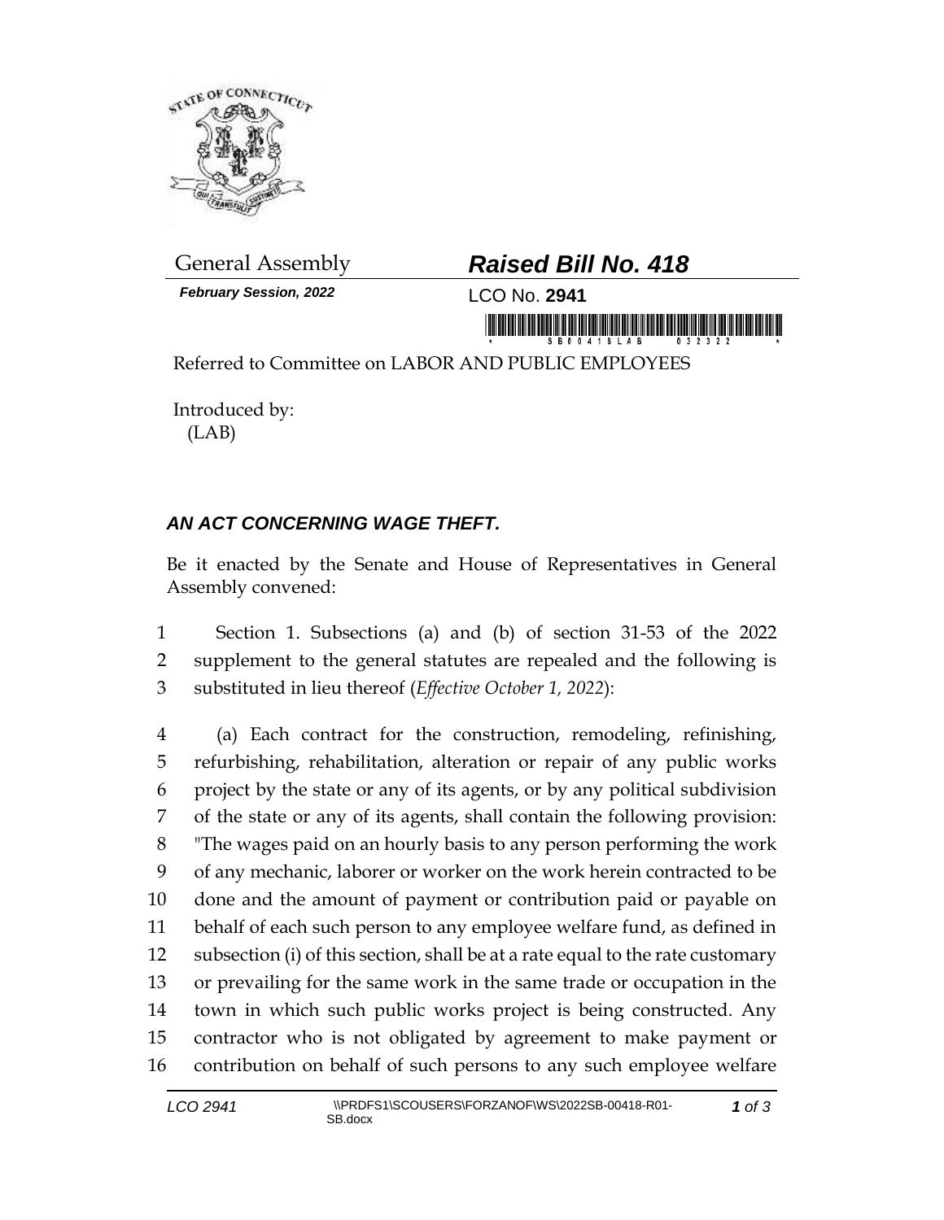General Assembly

***February Session, 2022***

# ***Raised Bill No. 418***

LCO No. **2941**

Referred to Committee on LABOR AND PUBLIC EMPLOYEES

Introduced by:
(LAB)

## ***AN ACT CONCERNING WAGE THEFT.***

Be it enacted by the Senate and House of Representatives in General Assembly convened:

1 Section 1. Subsections (a) and (b) of section 31-53 of the 2022
2 supplement to the general statutes are repealed and the following is
3 substituted in lieu thereof (*Effective October 1, 2022*):

4 (a) Each contract for the construction, remodeling, refinishing,
5 refurbishing, rehabilitation, alteration or repair of any public works
6 project by the state or any of its agents, or by any political subdivision
7 of the state or any of its agents, shall contain the following provision:
8 "The wages paid on an hourly basis to any person performing the work
9 of any mechanic, laborer or worker on the work herein contracted to be
10 done and the amount of payment or contribution paid or payable on
11 behalf of each such person to any employee welfare fund, as defined in
12 subsection (i) of this section, shall be at a rate equal to the rate customary
13 or prevailing for the same work in the same trade or occupation in the
14 town in which such public works project is being constructed. Any
15 contractor who is not obligated by agreement to make payment or
16 contribution on behalf of such persons to any such employee welfare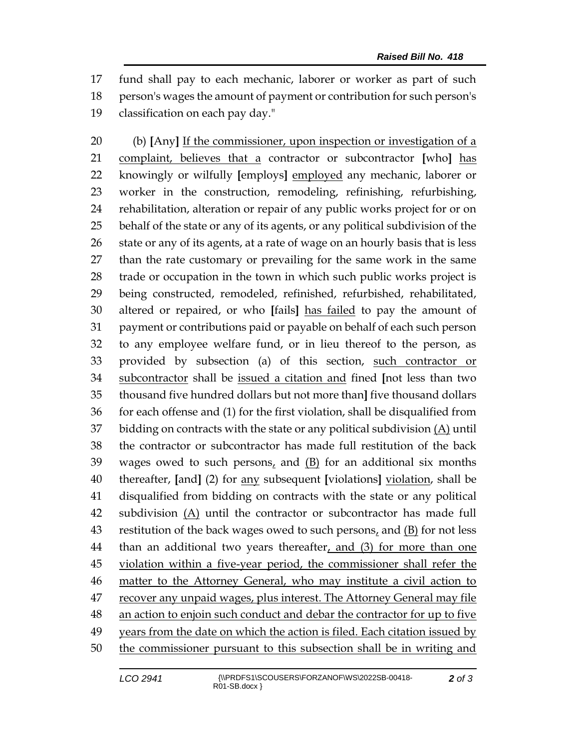17 fund shall pay to each mechanic, laborer or worker as part of such
18 person's wages the amount of payment or contribution for such person's
19 classification on each pay day."

20 (b) **[**Any**]** <u>If the commissioner, upon inspection or investigation of a</u>
21 <u>complaint, believes that a</u> contractor or subcontractor **[**who**]** <u>has</u>
22 knowingly or wilfully **[**employs**]** <u>employed</u> any mechanic, laborer or
23 worker in the construction, remodeling, refinishing, refurbishing,
24 rehabilitation, alteration or repair of any public works project for or on
25 behalf of the state or any of its agents, or any political subdivision of the
26 state or any of its agents, at a rate of wage on an hourly basis that is less
27 than the rate customary or prevailing for the same work in the same
28 trade or occupation in the town in which such public works project is
29 being constructed, remodeled, refinished, refurbished, rehabilitated,
30 altered or repaired, or who **[**fails**]** <u>has failed</u> to pay the amount of
31 payment or contributions paid or payable on behalf of each such person
32 to any employee welfare fund, or in lieu thereof to the person, as
33 provided by subsection (a) of this section, <u>such contractor or</u>
34 <u>subcontractor</u> shall be <u>issued a citation and</u> fined **[**not less than two
35 thousand five hundred dollars but not more than**]** five thousand dollars
36 for each offense and (1) for the first violation, shall be disqualified from
37 bidding on contracts with the state or any political subdivision <u>(A)</u> until
38 the contractor or subcontractor has made full restitution of the back
39 wages owed to such persons<u>,</u> and <u>(B)</u> for an additional six months
40 thereafter, **[**and**]** (2) for <u>any</u> subsequent **[**violations**]** <u>violation</u>, shall be
41 disqualified from bidding on contracts with the state or any political
42 subdivision <u>(A)</u> until the contractor or subcontractor has made full
43 restitution of the back wages owed to such persons<u>,</u> and <u>(B)</u> for not less
44 than an additional two years thereafter<u>, and (3) for more than one</u>
45 <u>violation within a five-year period, the commissioner shall refer the</u>
46 <u>matter to the Attorney General, who may institute a civil action to</u>
47 <u>recover any unpaid wages, plus interest. The Attorney General may file</u>
48 <u>an action to enjoin such conduct and debar the contractor for up to five</u>
49 <u>years from the date on which the action is filed. Each citation issued by</u>
50 <u>the commissioner pursuant to this subsection shall be in writing and</u>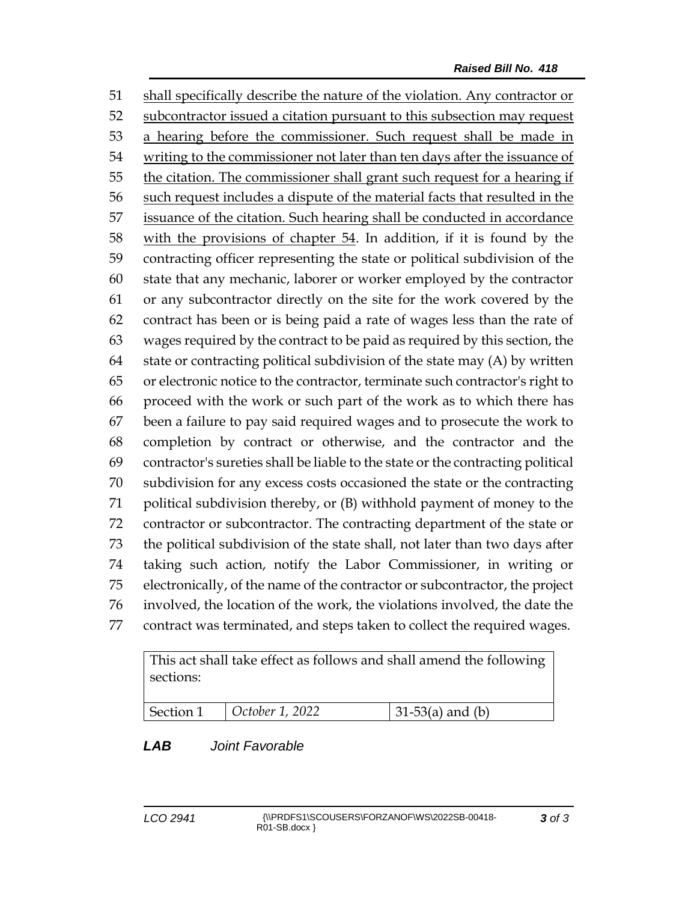shall specifically describe the nature of the violation. Any contractor or subcontractor issued a citation pursuant to this subsection may request a hearing before the commissioner. Such request shall be made in writing to the commissioner not later than ten days after the issuance of the citation. The commissioner shall grant such request for a hearing if such request includes a dispute of the material facts that resulted in the issuance of the citation. Such hearing shall be conducted in accordance with the provisions of chapter 54. In addition, if it is found by the contracting officer representing the state or political subdivision of the state that any mechanic, laborer or worker employed by the contractor or any subcontractor directly on the site for the work covered by the contract has been or is being paid a rate of wages less than the rate of wages required by the contract to be paid as required by this section, the state or contracting political subdivision of the state may (A) by written or electronic notice to the contractor, terminate such contractor's right to proceed with the work or such part of the work as to which there has been a failure to pay said required wages and to prosecute the work to completion by contract or otherwise, and the contractor and the contractor's sureties shall be liable to the state or the contracting political subdivision for any excess costs occasioned the state or the contracting political subdivision thereby, or (B) withhold payment of money to the contractor or subcontractor. The contracting department of the state or the political subdivision of the state shall, not later than two days after taking such action, notify the Labor Commissioner, in writing or electronically, of the name of the contractor or subcontractor, the project involved, the location of the work, the violations involved, the date the contract was terminated, and steps taken to collect the required wages.

| This act shall take effect as follows and shall amend the following sections: | | |
|---|---|---|
| Section 1 | *October 1, 2022* | 31-53(a) and (b) |

***LAB*** *Joint Favorable*